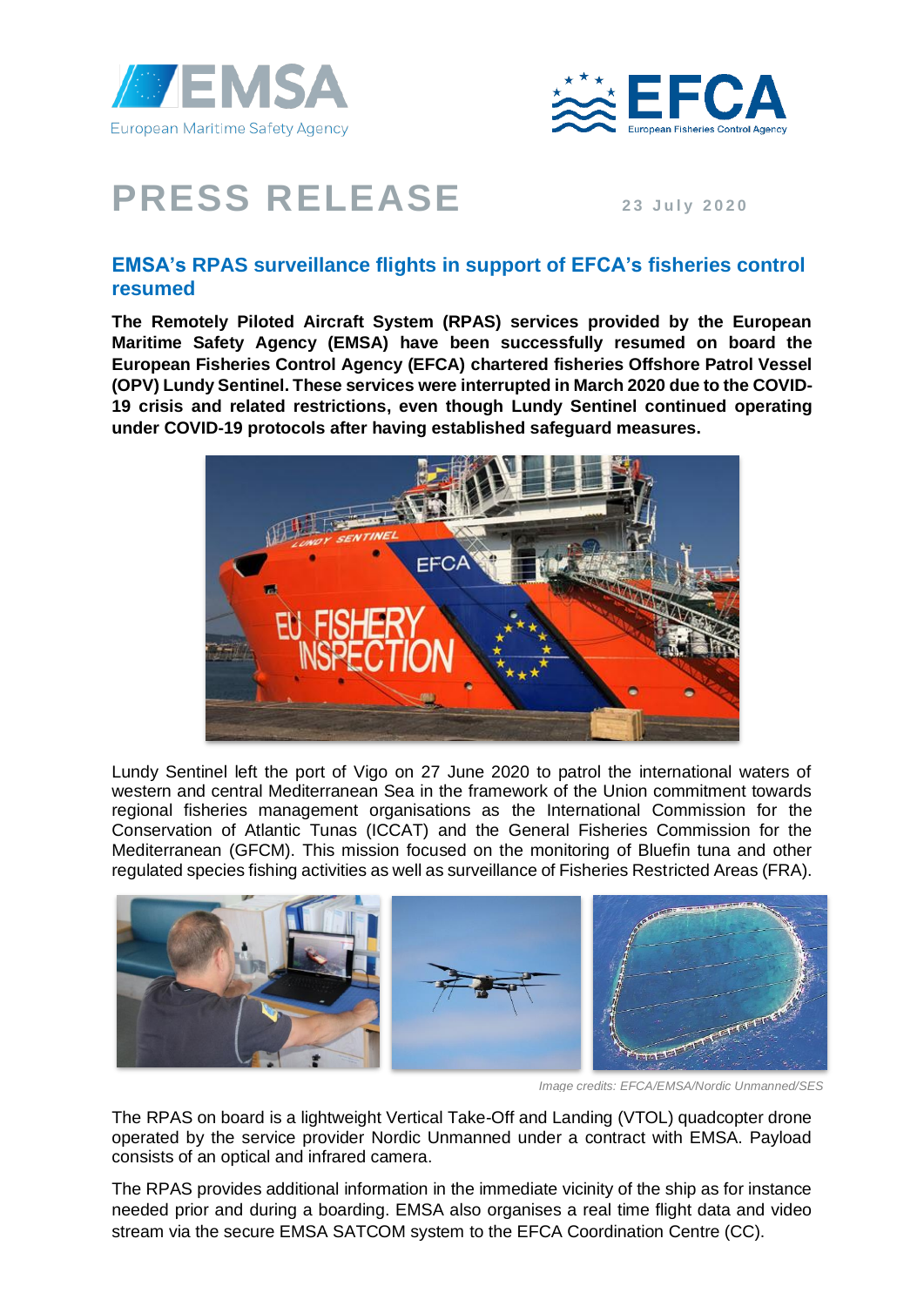# PRESS RELEASE

23 July 2020

## EMSA's RPAS surveillance flights in support of EFCA's fisheries control resumed

**The Remotely Piloted Aircraft System (RPAS) services provided by the European Maritime Safety Agency (EMSA) have been successfully resumed on board the European Fisheries Control Agency (EFCA) chartered fisheries Offshore Patrol Vessel (OPV) Lundy Sentinel. These services were interrupted in March 2020 due to the COVID-19 crisis and related restrictions, even though Lundy Sentinel continued operating under COVID-19 protocols after having established safeguard measures.**

Lundy Sentinel left the port of Vigo on 27 June 2020 to patrol the international waters of western and central Mediterranean Sea in the framework of the Union commitment towards regional fisheries management organisations as the International Commission for the Conservation of Atlantic Tunas (ICCAT) and the General Fisheries Commission for the Mediterranean (GFCM). This mission focused on the monitoring of Bluefin tuna and other regulated species fishing activities as well as surveillance of Fisheries Restricted Areas (FRA).

*Image credits: EFCA/EMSA/Nordic Unmanned/SES*

The RPAS on board is a lightweight Vertical Take-Off and Landing (VTOL) quadcopter drone operated by the service provider Nordic Unmanned under a contract with EMSA. Payload consists of an optical and infrared camera.

The RPAS provides additional information in the immediate vicinity of the ship as for instance needed prior and during a boarding. EMSA also organises a real time flight data and video stream via the secure EMSA SATCOM system to the EFCA Coordination Centre (CC).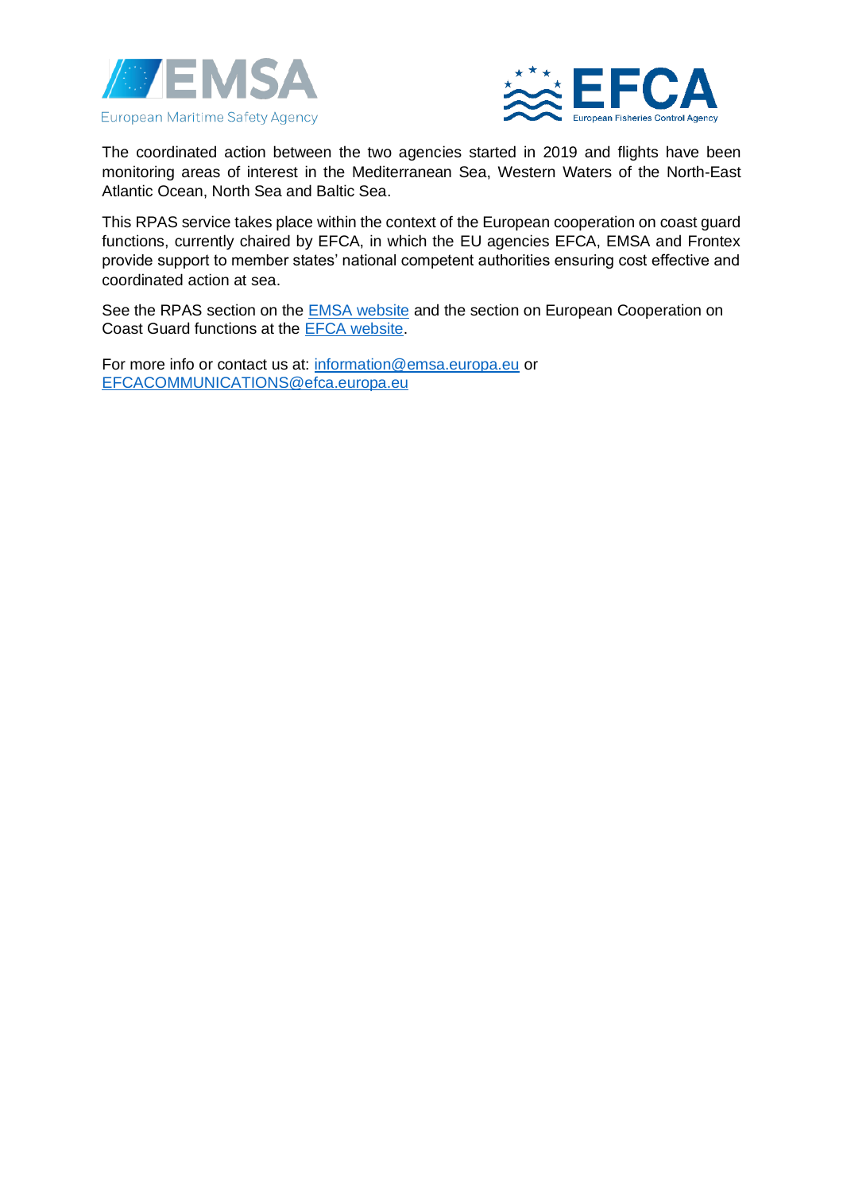The coordinated action between the two agencies started in 2019 and flights have been monitoring areas of interest in the Mediterranean Sea, Western Waters of the North-East Atlantic Ocean, North Sea and Baltic Sea.

This RPAS service takes place within the context of the European cooperation on coast guard functions, currently chaired by EFCA, in which the EU agencies EFCA, EMSA and Frontex provide support to member states' national competent authorities ensuring cost effective and coordinated action at sea.

See the RPAS section on the EMSA website and the section on European Cooperation on Coast Guard functions at the EFCA website.

For more info or contact us at: information@emsa.europa.eu or EFCACOMMUNICATIONS@efca.europa.eu